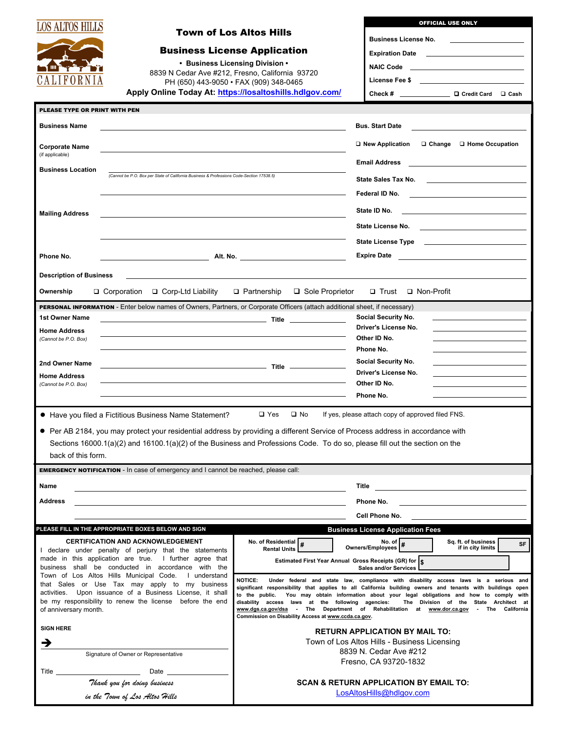LOS ALTOS HILLS
CALIFORNIA

# Town of Los Altos Hills

## Business License Application

• Business Licensing Division •
8839 N Cedar Ave #212, Fresno, California 93720
PH (650) 443-9050 • FAX (909) 348-0465
**Apply Online Today At: https://losaltoshills.hdlgov.com/**

**OFFICIAL USE ONLY**

Business License No. ____________
Expiration Date ____________
NAIC Code ____________
License Fee $ ____________
Check # ____________ ❑ Credit Card ❑ Cash

**PLEASE TYPE OR PRINT WITH PEN**

**Business Name** ____________ **Bus. Start Date** ____________

**Corporate Name** (if applicable) ____________ ❑ New Application ❑ Change ❑ Home Occupation

**Business Location** ____________
*(Cannot be P.O. Box per State of California Business & Professions Code-Section 17538.5)*

**Email Address** ____________
**State Sales Tax No.** ____________
**Federal ID No.** ____________

**Mailing Address** ____________

**State ID No.** ____________
**State License No.** ____________
**State License Type** ____________

**Phone No.** ____________ **Alt. No.** ____________ **Expire Date** ____________

**Description of Business** ____________

**Ownership** ❑ Corporation ❑ Corp-Ltd Liability ❑ Partnership ❑ Sole Proprietor ❑ Trust ❑ Non-Profit

**PERSONAL INFORMATION** - Enter below names of Owners, Partners, or Corporate Officers (attach additional sheet, if necessary)

**1st Owner Name** ____________ **Title** ____________
**Home Address** *(Cannot be P.O. Box)* ____________
**Social Security No.** ____________
**Driver's License No.** ____________
**Other ID No.** ____________
**Phone No.** ____________

**2nd Owner Name** ____________ **Title** ____________
**Home Address** *(Cannot be P.O. Box)* ____________
**Social Security No.** ____________
**Driver's License No.** ____________
**Other ID No.** ____________
**Phone No.** ____________

- Have you filed a Fictitious Business Name Statement? ❑ Yes ❑ No If yes, please attach copy of approved filed FNS.
- Per AB 2184, you may protect your residential address by providing a different Service of Process address in accordance with Sections 16000.1(a)(2) and 16100.1(a)(2) of the Business and Professions Code. To do so, please fill out the section on the back of this form.

**EMERGENCY NOTIFICATION** - In case of emergency and I cannot be reached, please call:

**Name** ____________ **Title** ____________
**Address** ____________ **Phone No.** ____________
**Cell Phone No.** ____________

**PLEASE FILL IN THE APPROPRIATE BOXES BELOW AND SIGN**

**CERTIFICATION AND ACKNOWLEDGEMENT**

I declare under penalty of perjury that the statements made in this application are true. I further agree that business shall be conducted in accordance with the Town of Los Altos Hills Municipal Code. I understand that Sales or Use Tax may apply to my business activities. Upon issuance of a Business License, it shall be my responsibility to renew the license before the end of anniversary month.

**SIGN HERE**

➔ ____________
Signature of Owner or Representative

Title ____________ Date ____________

*Thank you for doing business in the Town of Los Altos Hills*

**Business License Application Fees**

**No. of Residential Rental Units** # ____ **No. of Owners/Employees** # ____ **Sq. ft. of business if in city limits** ____ SF

**Estimated First Year Annual Gross Receipts (GR) for Sales and/or Services** $ ____

**NOTICE:** Under federal and state law, compliance with disability access laws is a serious and significant responsibility that applies to all California building owners and tenants with buildings open to the public. You may obtain information about your legal obligations and how to comply with disability access laws at the following agencies: The Division of the State Architect at www.dgs.ca.gov/dsa - The Department of Rehabilitation at www.dor.ca.gov - The California Commission on Disability Access at www.ccda.ca.gov.

**RETURN APPLICATION BY MAIL TO:**
Town of Los Altos Hills - Business Licensing
8839 N. Cedar Ave #212
Fresno, CA 93720-1832

**SCAN & RETURN APPLICATION BY EMAIL TO:**
LosAltosHills@hdlgov.com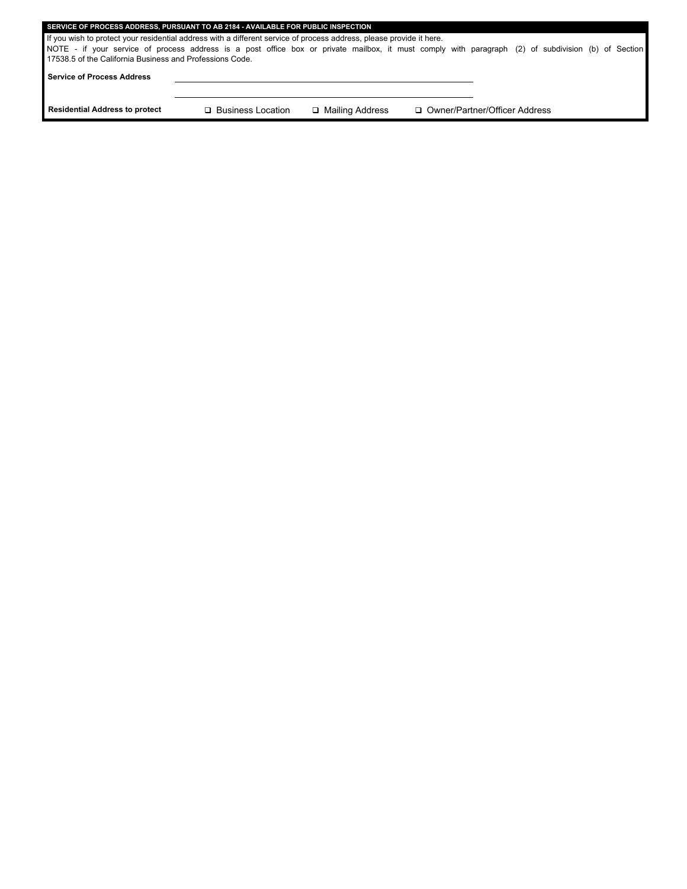## SERVICE OF PROCESS ADDRESS, PURSUANT TO AB 2184 - AVAILABLE FOR PUBLIC INSPECTION

If you wish to protect your residential address with a different service of process address, please provide it here.

NOTE - if your service of process address is a post office box or private mailbox, it must comply with paragraph (2) of subdivision (b) of Section 17538.5 of the California Business and Professions Code.

**Service of Process Address** \_\_\_\_\_\_\_\_\_\_\_\_\_\_\_\_\_\_\_\_\_\_\_\_\_\_\_\_\_\_\_\_\_\_\_\_\_\_\_\_

\_\_\_\_\_\_\_\_\_\_\_\_\_\_\_\_\_\_\_\_\_\_\_\_\_\_\_\_\_\_\_\_\_\_\_\_\_\_\_\_

**Residential Address to protect** ☐ Business Location ☐ Mailing Address ☐ Owner/Partner/Officer Address